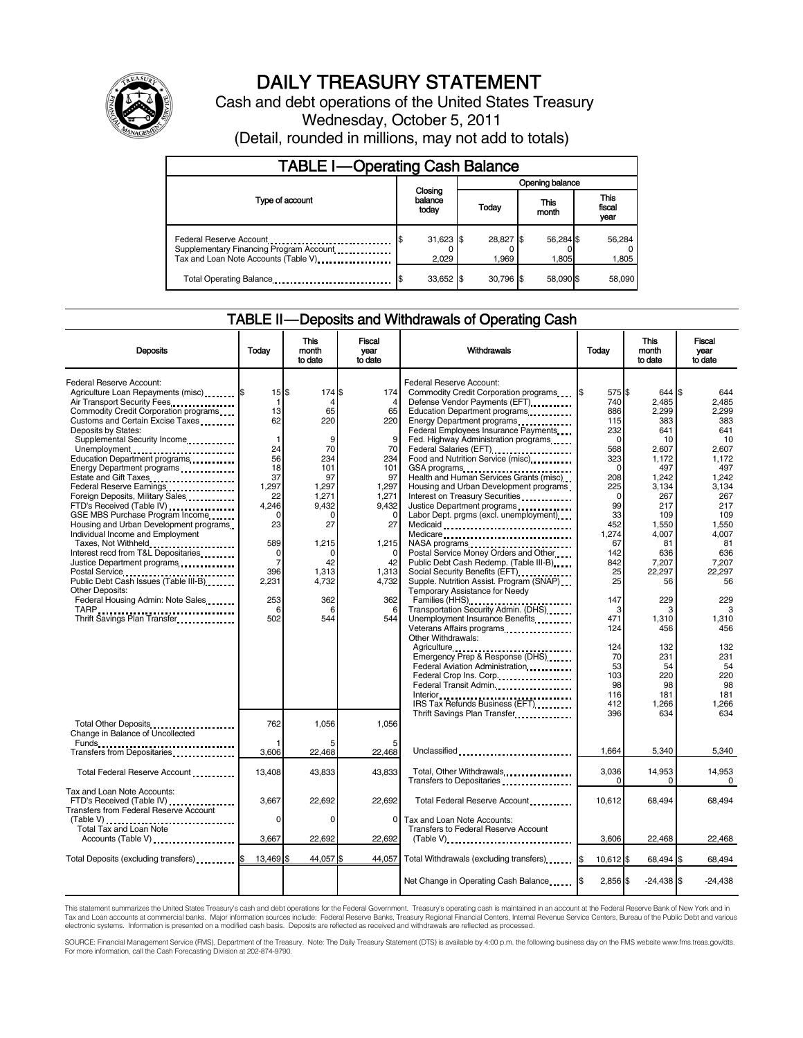# DAILY TREASURY STATEMENT

Cash and debt operations of the United States Treasury

Wednesday, October 5, 2011

(Detail, rounded in millions, may not add to totals)

## TABLE I—Operating Cash Balance

| Type of account | Closing balance today | Opening balance Today | Opening balance This month | Opening balance This fiscal year |
|---|---|---|---|---|
| Federal Reserve Account | $ 31,623 | $ 28,827 | $ 56,284 | $ 56,284 |
| Supplementary Financing Program Account | 0 | 0 | 0 | 0 |
| Tax and Loan Note Accounts (Table V) | 2,029 | 1,969 | 1,805 | 1,805 |
| Total Operating Balance | $ 33,652 | $ 30,796 | $ 58,090 | $ 58,090 |

## TABLE II—Deposits and Withdrawals of Operating Cash

| Deposits | Today | This month to date | Fiscal year to date |
|---|---|---|---|
| Federal Reserve Account: | | | |
| Agriculture Loan Repayments (misc) | $ 15 | $ 174 | $ 174 |
| Air Transport Security Fees | 1 | 4 | 4 |
| Commodity Credit Corporation programs | 13 | 65 | 65 |
| Customs and Certain Excise Taxes | 62 | 220 | 220 |
| Deposits by States: | | | |
| Supplemental Security Income | 1 | 9 | 9 |
| Unemployment | 24 | 70 | 70 |
| Education Department programs | 56 | 234 | 234 |
| Energy Department programs | 18 | 101 | 101 |
| Estate and Gift Taxes | 37 | 97 | 97 |
| Federal Reserve Earnings | 1,297 | 1,297 | 1,297 |
| Foreign Deposits, Military Sales | 22 | 1,271 | 1,271 |
| FTD's Received (Table IV) | 4,246 | 9,432 | 9,432 |
| GSE MBS Purchase Program Income | 0 | 0 | 0 |
| Housing and Urban Development programs | 23 | 27 | 27 |
| Individual Income and Employment Taxes, Not Withheld | 589 | 1,215 | 1,215 |
| Interest recd from T&L Depositaries | 0 | 0 | 0 |
| Justice Department programs | 7 | 42 | 42 |
| Postal Service | 396 | 1,313 | 1,313 |
| Public Debt Cash Issues (Table III-B) | 2,231 | 4,732 | 4,732 |
| Other Deposits: | | | |
| Federal Housing Admin: Note Sales | 253 | 362 | 362 |
| TARP | 6 | 6 | 6 |
| Thrift Savings Plan Transfer | 502 | 544 | 544 |
| Total Other Deposits | 762 | 1,056 | 1,056 |
| Change in Balance of Uncollected Funds | 1 | 5 | 5 |
| Transfers from Depositaries | 3,606 | 22,468 | 22,468 |
| Total Federal Reserve Account | 13,408 | 43,833 | 43,833 |
| Tax and Loan Note Accounts: | | | |
| FTD's Received (Table IV) | 3,667 | 22,692 | 22,692 |
| Transfers from Federal Reserve Account (Table V) | 0 | 0 | 0 |
| Total Tax and Loan Note Accounts (Table V) | 3,667 | 22,692 | 22,692 |
| Total Deposits (excluding transfers) | $ 13,469 | $ 44,057 | $ 44,057 |

| Withdrawals | Today | This month to date | Fiscal year to date |
|---|---|---|---|
| Federal Reserve Account: | | | |
| Commodity Credit Corporation programs | $ 575 | $ 644 | $ 644 |
| Defense Vendor Payments (EFT) | 740 | 2,485 | 2,485 |
| Education Department programs | 886 | 2,299 | 2,299 |
| Energy Department programs | 115 | 383 | 383 |
| Federal Employees Insurance Payments | 232 | 641 | 641 |
| Fed. Highway Administration programs | 0 | 10 | 10 |
| Federal Salaries (EFT) | 568 | 2,607 | 2,607 |
| Food and Nutrition Service (misc) | 323 | 1,172 | 1,172 |
| GSA programs | 0 | 497 | 497 |
| Health and Human Services Grants (misc) | 208 | 1,242 | 1,242 |
| Housing and Urban Development programs | 225 | 3,134 | 3,134 |
| Interest on Treasury Securities | 0 | 267 | 267 |
| Justice Department programs | 99 | 217 | 217 |
| Labor Dept. prgms (excl. unemployment) | 33 | 109 | 109 |
| Medicaid | 452 | 1,550 | 1,550 |
| Medicare | 1,274 | 4,007 | 4,007 |
| NASA programs | 67 | 81 | 81 |
| Postal Service Money Orders and Other | 142 | 636 | 636 |
| Public Debt Cash Redemp. (Table III-B) | 842 | 7,207 | 7,207 |
| Social Security Benefits (EFT) | 25 | 22,297 | 22,297 |
| Supple. Nutrition Assist. Program (SNAP) | 25 | 56 | 56 |
| Temporary Assistance for Needy Families (HHS) | 147 | 229 | 229 |
| Transportation Security Admin. (DHS) | 3 | 3 | 3 |
| Unemployment Insurance Benefits | 471 | 1,310 | 1,310 |
| Veterans Affairs programs | 124 | 456 | 456 |
| Other Withdrawals: | | | |
| Agriculture | 124 | 132 | 132 |
| Emergency Prep & Response (DHS) | 70 | 231 | 231 |
| Federal Aviation Administration | 53 | 54 | 54 |
| Federal Crop Ins. Corp. | 103 | 220 | 220 |
| Federal Transit Admin. | 98 | 98 | 98 |
| Interior | 116 | 181 | 181 |
| IRS Tax Refunds Business (EFT) | 412 | 1,266 | 1,266 |
| Thrift Savings Plan Transfer | 396 | 634 | 634 |
| Unclassified | 1,664 | 5,340 | 5,340 |
| Total, Other Withdrawals | 3,036 | 14,953 | 14,953 |
| Transfers to Depositaries | 0 | 0 | 0 |
| Total Federal Reserve Account | 10,612 | 68,494 | 68,494 |
| Tax and Loan Note Accounts: | | | |
| Transfers to Federal Reserve Account (Table V) | 3,606 | 22,468 | 22,468 |
| Total Withdrawals (excluding transfers) | $ 10,612 | $ 68,494 | $ 68,494 |
| Net Change in Operating Cash Balance | $ 2,856 | $ -24,438 | $ -24,438 |

This statement summarizes the United States Treasury's cash and debt operations for the Federal Government. Treasury's operating cash is maintained in an account at the Federal Reserve Bank of New York and in Tax and Loan accounts at commercial banks. Major information sources include: Federal Reserve Banks, Treasury Regional Financial Centers, Internal Revenue Service Centers, Bureau of the Public Debt and various electronic systems. Information is presented on a modified cash basis. Deposits are reflected as received and withdrawals are reflected as processed.

SOURCE: Financial Management Service (FMS), Department of the Treasury. Note: The Daily Treasury Statement (DTS) is available by 4:00 p.m. the following business day on the FMS website www.fms.treas.gov/dts. For more information, call the Cash Forecasting Division at 202-874-9790.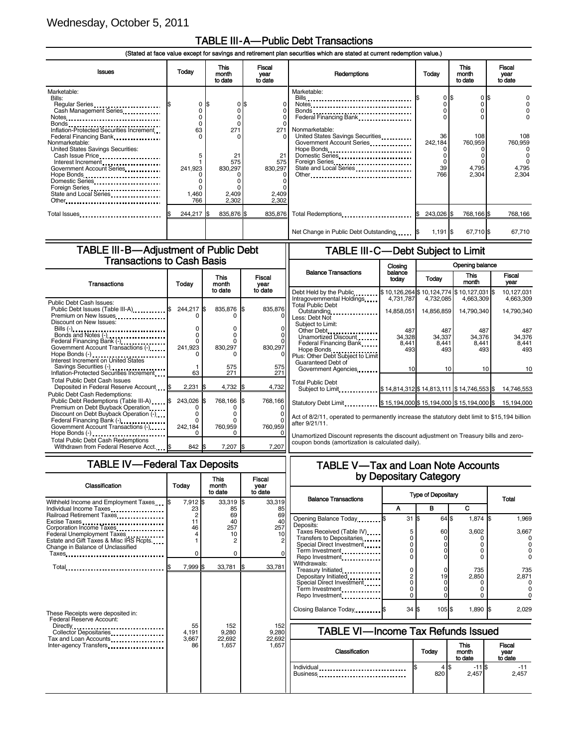Wednesday, October 5, 2011

## TABLE III-A—Public Debt Transactions

(Stated at face value except for savings and retirement plan securities which are stated at current redemption value.)

| Issues | Today | This month to date | Fiscal year to date |
|---|---|---|---|
| Marketable: | | | |
| Bills: | | | |
| Regular Series | $ 0 | $ 0 | $ 0 |
| Cash Management Series | 0 | 0 | 0 |
| Notes | 0 | 0 | 0 |
| Bonds | 0 | 0 | 0 |
| Inflation-Protected Securities Increment | 63 | 271 | 271 |
| Federal Financing Bank | 0 | 0 | 0 |
| Nonmarketable: | | | |
| United States Savings Securities: | | | |
| Cash Issue Price | 5 | 21 | 21 |
| Interest Increment | 1 | 575 | 575 |
| Government Account Series | 241,923 | 830,297 | 830,297 |
| Hope Bonds | 0 | 0 | 0 |
| Domestic Series | 0 | 0 | 0 |
| Foreign Series | 0 | 0 | 0 |
| State and Local Series | 1,460 | 2,409 | 2,409 |
| Other | 766 | 2,302 | 2,302 |
| Total Issues | $ 244,217 | $ 835,876 | $ 835,876 |

| Redemptions | Today | This month to date | Fiscal year to date |
|---|---|---|---|
| Marketable: | | | |
| Bills | $ 0 | $ 0 | $ 0 |
| Notes | 0 | 0 | 0 |
| Bonds | 0 | 0 | 0 |
| Federal Financing Bank | 0 | 0 | 0 |
| Nonmarketable: | | | |
| United States Savings Securities | 36 | 108 | 108 |
| Government Account Series | 242,184 | 760,959 | 760,959 |
| Hope Bonds | 0 | 0 | 0 |
| Domestic Series | 0 | 0 | 0 |
| Foreign Series | 0 | 0 | 0 |
| State and Local Series | 39 | 4,795 | 4,795 |
| Other | 766 | 2,304 | 2,304 |
| Total Redemptions | $ 243,026 | $ 768,166 | $ 768,166 |
| Net Change in Public Debt Outstanding | $ 1,191 | $ 67,710 | $ 67,710 |

## TABLE III-B—Adjustment of Public Debt Transactions to Cash Basis

| Transactions | Today | This month to date | Fiscal year to date |
|---|---|---|---|
| Public Debt Cash Issues: | | | |
| Public Debt Issues (Table III-A) | $ 244,217 | $ 835,876 | $ 835,876 |
| Premium on New Issues | 0 | 0 | 0 |
| Discount on New Issues: | | | |
| Bills (-) | 0 | 0 | 0 |
| Bonds and Notes (-) | 0 | 0 | 0 |
| Federal Financing Bank (-) | 0 | 0 | 0 |
| Government Account Transactions (-) | 241,923 | 830,297 | 830,297 |
| Hope Bonds (-) | 0 | 0 | 0 |
| Interest Increment on United States Savings Securities (-) | 1 | 575 | 575 |
| Inflation-Protected Securities Increment | 63 | 271 | 271 |
| Total Public Debt Cash Issues Deposited in Federal Reserve Account | $ 2,231 | $ 4,732 | $ 4,732 |
| Public Debt Cash Redemptions: | | | |
| Public Debt Redemptions (Table III-A) | $ 243,026 | $ 768,166 | $ 768,166 |
| Premium on Debt Buyback Operation | 0 | 0 | 0 |
| Discount on Debt Buyback Operation (-) | 0 | 0 | 0 |
| Federal Financing Bank (-) | 0 | 0 | 0 |
| Government Account Transactions (-) | 242,184 | 760,959 | 760,959 |
| Hope Bonds (-) | 0 | 0 | 0 |
| Total Public Debt Cash Redemptions Withdrawn from Federal Reserve Acct. | $ 842 | $ 7,207 | $ 7,207 |

## TABLE III-C—Debt Subject to Limit

| Balance Transactions | Closing balance today | Opening balance Today | Opening balance This month | Opening balance Fiscal year |
|---|---|---|---|---|
| Debt Held by the Public | $ 10,126,264 | $ 10,124,774 | $ 10,127,031 | $ 10,127,031 |
| Intragovernmental Holdings | 4,731,787 | 4,732,085 | 4,663,309 | 4,663,309 |
| Total Public Debt Outstanding | 14,858,051 | 14,856,859 | 14,790,340 | 14,790,340 |
| Less: Debt Not Subject to Limit: | | | | |
| Other Debt | 487 | 487 | 487 | 487 |
| Unamortized Discount | 34,328 | 34,337 | 34,376 | 34,376 |
| Federal Financing Bank | 8,441 | 8,441 | 8,441 | 8,441 |
| Hope Bonds | 493 | 493 | 493 | 493 |
| Plus: Other Debt Subject to Limit | | | | |
| Guaranteed Debt of Government Agencies | 10 | 10 | 10 | 10 |
| Total Public Debt Subject to Limit | $ 14,814,312 | $ 14,813,111 | $ 14,746,553 | $ 14,746,553 |
| Statutory Debt Limit | $ 15,194,000 | $ 15,194,000 | $ 15,194,000 | $ 15,194,000 |

Act of 8/2/11, operated to permanently increase the statutory debt limit to $15,194 billion after 9/21/11.

Unamortized Discount represents the discount adjustment on Treasury bills and zero-coupon bonds (amortization is calculated daily).

## TABLE IV—Federal Tax Deposits

| Classification | Today | This month to date | Fiscal year to date |
|---|---|---|---|
| Withheld Income and Employment Taxes | $ 7,912 | $ 33,319 | $ 33,319 |
| Individual Income Taxes | 23 | 85 | 85 |
| Railroad Retirement Taxes | 2 | 69 | 69 |
| Excise Taxes | 11 | 40 | 40 |
| Corporation Income Taxes | 46 | 257 | 257 |
| Federal Unemployment Taxes | 4 | 10 | 10 |
| Estate and Gift Taxes & Misc IRS Rcpts. | 1 | 2 | 2 |
| Change in Balance of Unclassified Taxes | 0 | 0 | 0 |
| Total | $ 7,999 | $ 33,781 | $ 33,781 |
| These Receipts were deposited in: | | | |
| Federal Reserve Account: | | | |
| Directly | 55 | 152 | 152 |
| Collector Depositaries | 4,191 | 9,280 | 9,280 |
| Tax and Loan Accounts | 3,667 | 22,692 | 22,692 |
| Inter-agency Transfers | 86 | 1,657 | 1,657 |

## TABLE V—Tax and Loan Note Accounts by Depositary Category

| Balance Transactions | Type of Depositary A | Type of Depositary B | Type of Depositary C | Total |
|---|---|---|---|---|
| Opening Balance Today | $ 31 | $ 64 | $ 1,874 | $ 1,969 |
| Deposits: | | | | |
| Taxes Received (Table IV) | 5 | 60 | 3,602 | 3,667 |
| Transfers to Depositaries | 0 | 0 | 0 | 0 |
| Special Direct Investment | 0 | 0 | 0 | 0 |
| Term Investment | 0 | 0 | 0 | 0 |
| Repo Investment | 0 | 0 | 0 | 0 |
| Withdrawals: | | | | |
| Treasury Initiated | 0 | 0 | 735 | 735 |
| Depositary Initiated | 2 | 19 | 2,850 | 2,871 |
| Special Direct Investment | 0 | 0 | 0 | 0 |
| Term Investment | 0 | 0 | 0 | 0 |
| Repo Investment | 0 | 0 | 0 | 0 |
| Closing Balance Today | $ 34 | $ 105 | $ 1,890 | $ 2,029 |

## TABLE VI—Income Tax Refunds Issued

| Classification | Today | This month to date | Fiscal year to date |
|---|---|---|---|
| Individual | $ 4 | $ -11 | $ -11 |
| Business | 820 | 2,457 | 2,457 |